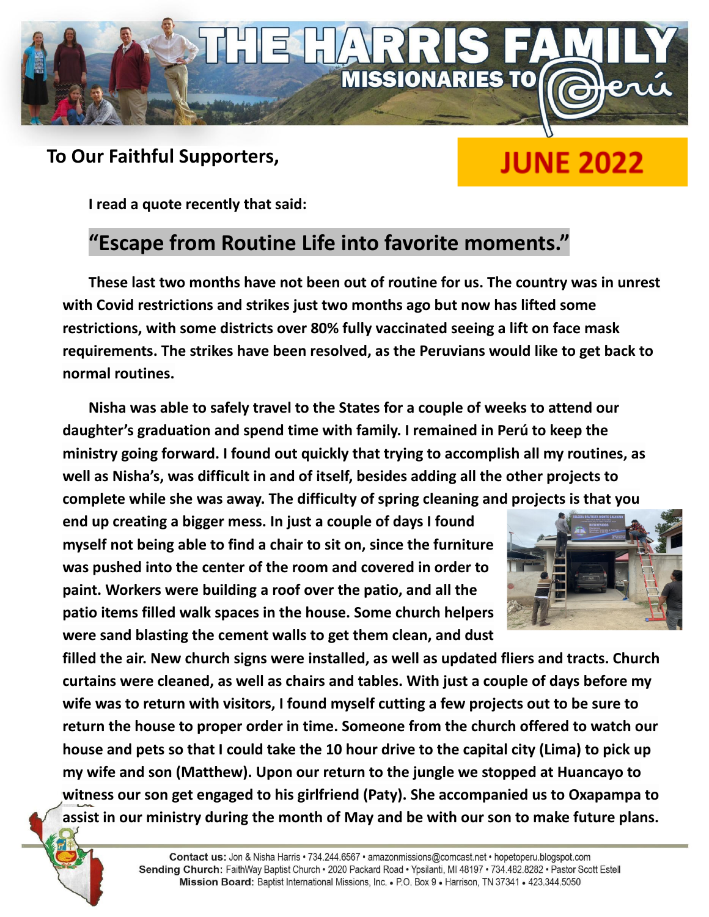# THE HARRIS FAMILY
## MISSIONARIES TO Perú

**To Our Faithful Supporters,**

**JUNE 2022**

**I read a quote recently that said:**

## "Escape from Routine Life into favorite moments."

**These last two months have not been out of routine for us. The country was in unrest with Covid restrictions and strikes just two months ago but now has lifted some restrictions, with some districts over 80% fully vaccinated seeing a lift on face mask requirements. The strikes have been resolved, as the Peruvians would like to get back to normal routines.**

**Nisha was able to safely travel to the States for a couple of weeks to attend our daughter's graduation and spend time with family. I remained in Perú to keep the ministry going forward. I found out quickly that trying to accomplish all my routines, as well as Nisha's, was difficult in and of itself, besides adding all the other projects to complete while she was away. The difficulty of spring cleaning and projects is that you end up creating a bigger mess. In just a couple of days I found myself not being able to find a chair to sit on, since the furniture was pushed into the center of the room and covered in order to paint. Workers were building a roof over the patio, and all the patio items filled walk spaces in the house. Some church helpers were sand blasting the cement walls to get them clean, and dust filled the air. New church signs were installed, as well as updated fliers and tracts. Church curtains were cleaned, as well as chairs and tables. With just a couple of days before my wife was to return with visitors, I found myself cutting a few projects out to be sure to return the house to proper order in time. Someone from the church offered to watch our house and pets so that I could take the 10 hour drive to the capital city (Lima) to pick up my wife and son (Matthew). Upon our return to the jungle we stopped at Huancayo to witness our son get engaged to his girlfriend (Paty). She accompanied us to Oxapampa to assist in our ministry during the month of May and be with our son to make future plans.**

**Contact us:** Jon & Nisha Harris • 734.244.6567 • amazonmissions@comcast.net • hopetoperu.blogspot.com
**Sending Church:** FaithWay Baptist Church • 2020 Packard Road • Ypsilanti, MI 48197 • 734.482.8282 • Pastor Scott Estell
**Mission Board:** Baptist International Missions, Inc. • P.O. Box 9 • Harrison, TN 37341 • 423.344.5050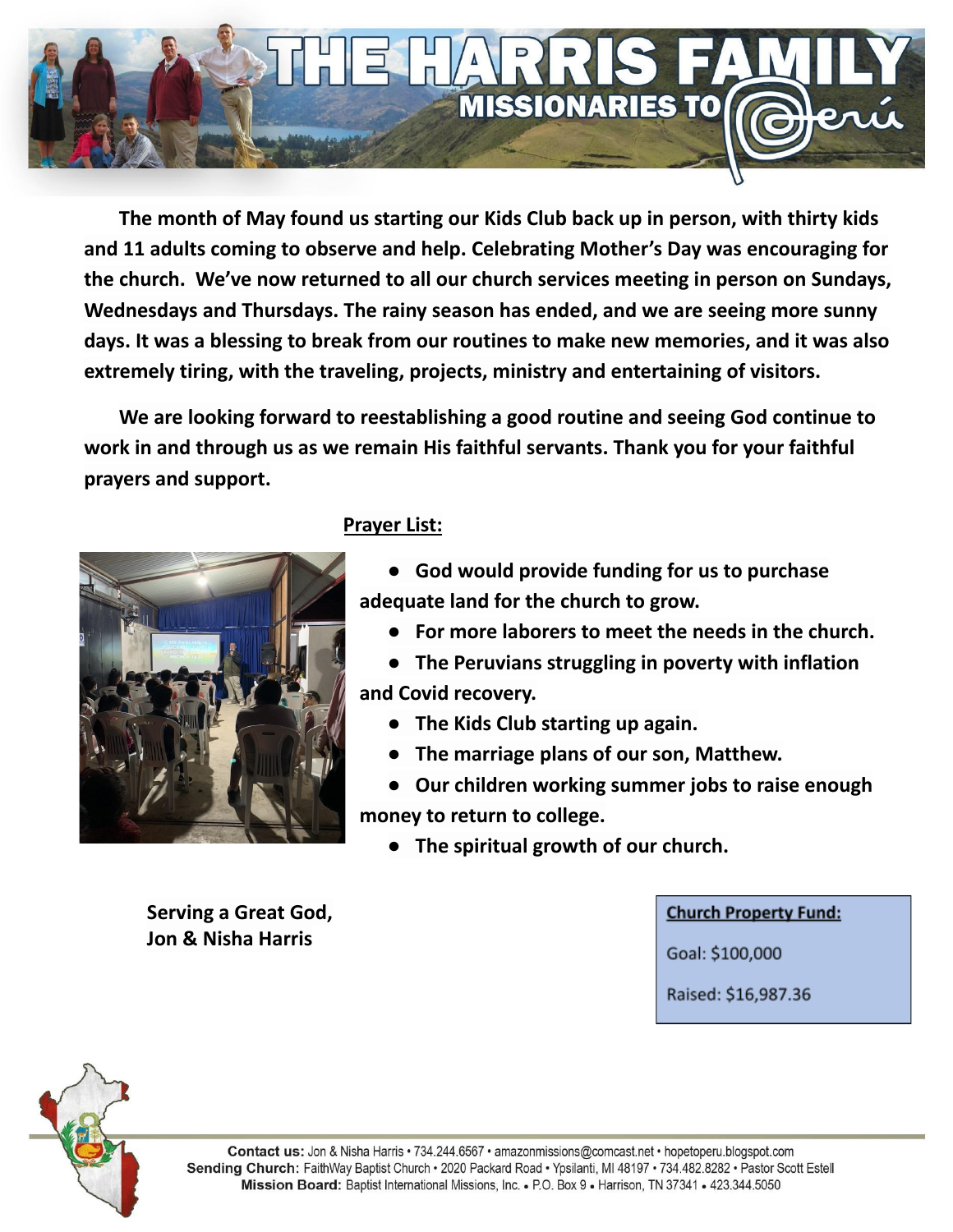# THE HARRIS FAMILY

## MISSIONARIES TO Perú

**The month of May found us starting our Kids Club back up in person, with thirty kids and 11 adults coming to observe and help. Celebrating Mother's Day was encouraging for the church. We've now returned to all our church services meeting in person on Sundays, Wednesdays and Thursdays. The rainy season has ended, and we are seeing more sunny days. It was a blessing to break from our routines to make new memories, and it was also extremely tiring, with the traveling, projects, ministry and entertaining of visitors.**

**We are looking forward to reestablishing a good routine and seeing God continue to work in and through us as we remain His faithful servants. Thank you for your faithful prayers and support.**

**Prayer List:**

- **God would provide funding for us to purchase adequate land for the church to grow.**
- **For more laborers to meet the needs in the church.**
- **The Peruvians struggling in poverty with inflation and Covid recovery.**
- **The Kids Club starting up again.**
- **The marriage plans of our son, Matthew.**
- **Our children working summer jobs to raise enough money to return to college.**
- **The spiritual growth of our church.**

**Serving a Great God,**
**Jon & Nisha Harris**

**Church Property Fund:**

Goal: $100,000

Raised: $16,987.36

**Contact us:** Jon & Nisha Harris • 734.244.6567 • amazonmissions@comcast.net • hopetoperu.blogspot.com
**Sending Church:** FaithWay Baptist Church • 2020 Packard Road • Ypsilanti, MI 48197 • 734.482.8282 • Pastor Scott Estell
**Mission Board:** Baptist International Missions, Inc. • P.O. Box 9 • Harrison, TN 37341 • 423.344.5050